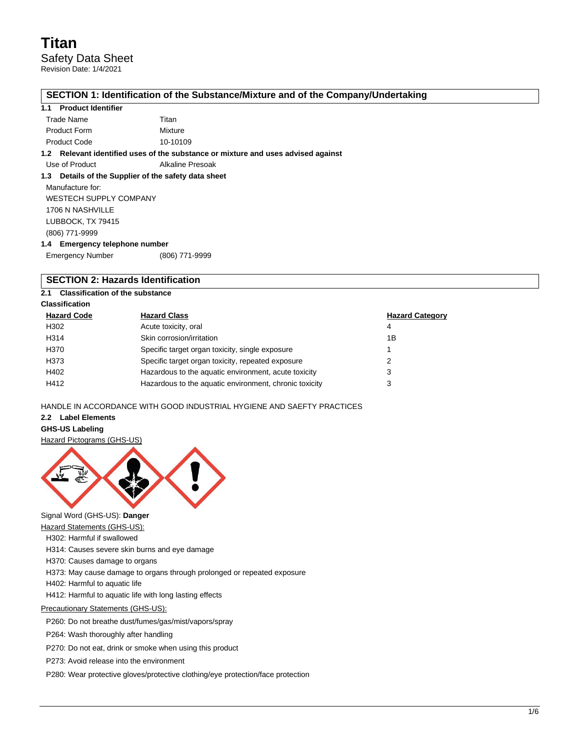# Titan

Safety Data Sheet
Revision Date: 1/4/2021

## SECTION 1: Identification of the Substance/Mixture and of the Company/Undertaking

### 1.1 Product Identifier

| | |
|---|---|
| Trade Name | Titan |
| Product Form | Mixture |
| Product Code | 10-10109 |

### 1.2 Relevant identified uses of the substance or mixture and uses advised against

| | |
|---|---|
| Use of Product | Alkaline Presoak |

### 1.3 Details of the Supplier of the safety data sheet

Manufacture for:
WESTECH SUPPLY COMPANY
1706 N NASHVILLE
LUBBOCK, TX 79415
(806) 771-9999

### 1.4 Emergency telephone number

| | |
|---|---|
| Emergency Number | (806) 771-9999 |

## SECTION 2: Hazards Identification

### 2.1 Classification of the substance

**Classification**

| Hazard Code | Hazard Class | Hazard Category |
|---|---|---|
| H302 | Acute toxicity, oral | 4 |
| H314 | Skin corrosion/irritation | 1B |
| H370 | Specific target organ toxicity, single exposure | 1 |
| H373 | Specific target organ toxicity, repeated exposure | 2 |
| H402 | Hazardous to the aquatic environment, acute toxicity | 3 |
| H412 | Hazardous to the aquatic environment, chronic toxicity | 3 |

HANDLE IN ACCORDANCE WITH GOOD INDUSTRIAL HYGIENE AND SAEFTY PRACTICES

### 2.2 Label Elements

**GHS-US Labeling**

Hazard Pictograms (GHS-US)

Signal Word (GHS-US): **Danger**

Hazard Statements (GHS-US):

H302: Harmful if swallowed
H314: Causes severe skin burns and eye damage
H370: Causes damage to organs
H373: May cause damage to organs through prolonged or repeated exposure
H402: Harmful to aquatic life
H412: Harmful to aquatic life with long lasting effects

Precautionary Statements (GHS-US):

P260: Do not breathe dust/fumes/gas/mist/vapors/spray
P264: Wash thoroughly after handling
P270: Do not eat, drink or smoke when using this product
P273: Avoid release into the environment
P280: Wear protective gloves/protective clothing/eye protection/face protection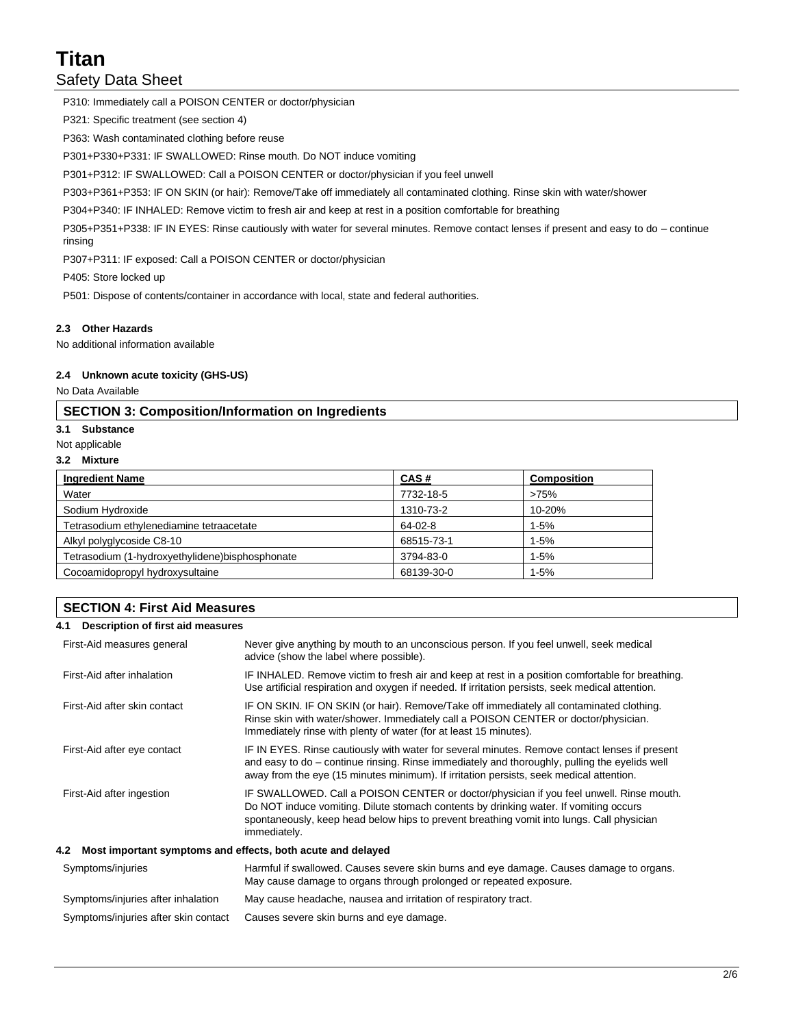P310: Immediately call a POISON CENTER or doctor/physician

P321: Specific treatment (see section 4)

P363: Wash contaminated clothing before reuse

P301+P330+P331: IF SWALLOWED: Rinse mouth. Do NOT induce vomiting

P301+P312: IF SWALLOWED: Call a POISON CENTER or doctor/physician if you feel unwell

P303+P361+P353: IF ON SKIN (or hair): Remove/Take off immediately all contaminated clothing. Rinse skin with water/shower

P304+P340: IF INHALED: Remove victim to fresh air and keep at rest in a position comfortable for breathing

P305+P351+P338: IF IN EYES: Rinse cautiously with water for several minutes. Remove contact lenses if present and easy to do – continue rinsing

P307+P311: IF exposed: Call a POISON CENTER or doctor/physician

P405: Store locked up

P501: Dispose of contents/container in accordance with local, state and federal authorities.

### 2.3 Other Hazards

No additional information available

### 2.4 Unknown acute toxicity (GHS-US)

No Data Available

## SECTION 3: Composition/Information on Ingredients

### 3.1 Substance

Not applicable

### 3.2 Mixture

| Ingredient Name | CAS # | Composition |
|---|---|---|
| Water | 7732-18-5 | >75% |
| Sodium Hydroxide | 1310-73-2 | 10-20% |
| Tetrasodium ethylenediamine tetraacetate | 64-02-8 | 1-5% |
| Alkyl polyglycoside C8-10 | 68515-73-1 | 1-5% |
| Tetrasodium (1-hydroxyethylidene)bisphosphonate | 3794-83-0 | 1-5% |
| Cocoamidopropyl hydroxysultaine | 68139-30-0 | 1-5% |

## SECTION 4: First Aid Measures

### 4.1 Description of first aid measures

| | |
|---|---|
| First-Aid measures general | Never give anything by mouth to an unconscious person. If you feel unwell, seek medical advice (show the label where possible). |
| First-Aid after inhalation | IF INHALED. Remove victim to fresh air and keep at rest in a position comfortable for breathing. Use artificial respiration and oxygen if needed. If irritation persists, seek medical attention. |
| First-Aid after skin contact | IF ON SKIN. IF ON SKIN (or hair). Remove/Take off immediately all contaminated clothing. Rinse skin with water/shower. Immediately call a POISON CENTER or doctor/physician. Immediately rinse with plenty of water (for at least 15 minutes). |
| First-Aid after eye contact | IF IN EYES. Rinse cautiously with water for several minutes. Remove contact lenses if present and easy to do – continue rinsing. Rinse immediately and thoroughly, pulling the eyelids well away from the eye (15 minutes minimum). If irritation persists, seek medical attention. |
| First-Aid after ingestion | IF SWALLOWED. Call a POISON CENTER or doctor/physician if you feel unwell. Rinse mouth. Do NOT induce vomiting. Dilute stomach contents by drinking water. If vomiting occurs spontaneously, keep head below hips to prevent breathing vomit into lungs. Call physician immediately. |

### 4.2 Most important symptoms and effects, both acute and delayed

| | |
|---|---|
| Symptoms/injuries | Harmful if swallowed. Causes severe skin burns and eye damage. Causes damage to organs. May cause damage to organs through prolonged or repeated exposure. |
| Symptoms/injuries after inhalation | May cause headache, nausea and irritation of respiratory tract. |
| Symptoms/injuries after skin contact | Causes severe skin burns and eye damage. |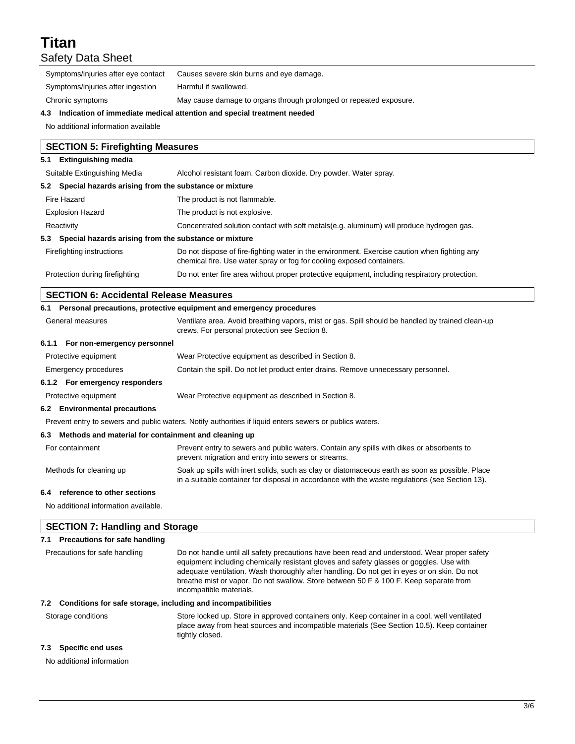| | |
|---|---|
| Symptoms/injuries after eye contact | Causes severe skin burns and eye damage. |
| Symptoms/injuries after ingestion | Harmful if swallowed. |
| Chronic symptoms | May cause damage to organs through prolonged or repeated exposure. |

### 4.3 Indication of immediate medical attention and special treatment needed

No additional information available

## SECTION 5: Firefighting Measures

### 5.1 Extinguishing media

| | |
|---|---|
| Suitable Extinguishing Media | Alcohol resistant foam. Carbon dioxide. Dry powder. Water spray. |

### 5.2 Special hazards arising from the substance or mixture

| | |
|---|---|
| Fire Hazard | The product is not flammable. |
| Explosion Hazard | The product is not explosive. |
| Reactivity | Concentrated solution contact with soft metals(e.g. aluminum) will produce hydrogen gas. |

### 5.3 Special hazards arising from the substance or mixture

| | |
|---|---|
| Firefighting instructions | Do not dispose of fire-fighting water in the environment. Exercise caution when fighting any chemical fire. Use water spray or fog for cooling exposed containers. |
| Protection during firefighting | Do not enter fire area without proper protective equipment, including respiratory protection. |

## SECTION 6: Accidental Release Measures

### 6.1 Personal precautions, protective equipment and emergency procedures

| | |
|---|---|
| General measures | Ventilate area. Avoid breathing vapors, mist or gas. Spill should be handled by trained clean-up crews. For personal protection see Section 8. |

#### 6.1.1 For non-emergency personnel

| | |
|---|---|
| Protective equipment | Wear Protective equipment as described in Section 8. |
| Emergency procedures | Contain the spill. Do not let product enter drains. Remove unnecessary personnel. |

#### 6.1.2 For emergency responders

| | |
|---|---|
| Protective equipment | Wear Protective equipment as described in Section 8. |

### 6.2 Environmental precautions

Prevent entry to sewers and public waters. Notify authorities if liquid enters sewers or publics waters.

### 6.3 Methods and material for containment and cleaning up

| | |
|---|---|
| For containment | Prevent entry to sewers and public waters. Contain any spills with dikes or absorbents to prevent migration and entry into sewers or streams. |
| Methods for cleaning up | Soak up spills with inert solids, such as clay or diatomaceous earth as soon as possible. Place in a suitable container for disposal in accordance with the waste regulations (see Section 13). |

### 6.4 reference to other sections

No additional information available.

## SECTION 7: Handling and Storage

### 7.1 Precautions for safe handling

| | |
|---|---|
| Precautions for safe handling | Do not handle until all safety precautions have been read and understood. Wear proper safety equipment including chemically resistant gloves and safety glasses or goggles. Use with adequate ventilation. Wash thoroughly after handling. Do not get in eyes or on skin. Do not breathe mist or vapor. Do not swallow. Store between 50 F & 100 F. Keep separate from incompatible materials. |

### 7.2 Conditions for safe storage, including and incompatibilities

| | |
|---|---|
| Storage conditions | Store locked up. Store in approved containers only. Keep container in a cool, well ventilated place away from heat sources and incompatible materials (See Section 10.5). Keep container tightly closed. |

### 7.3 Specific end uses

No additional information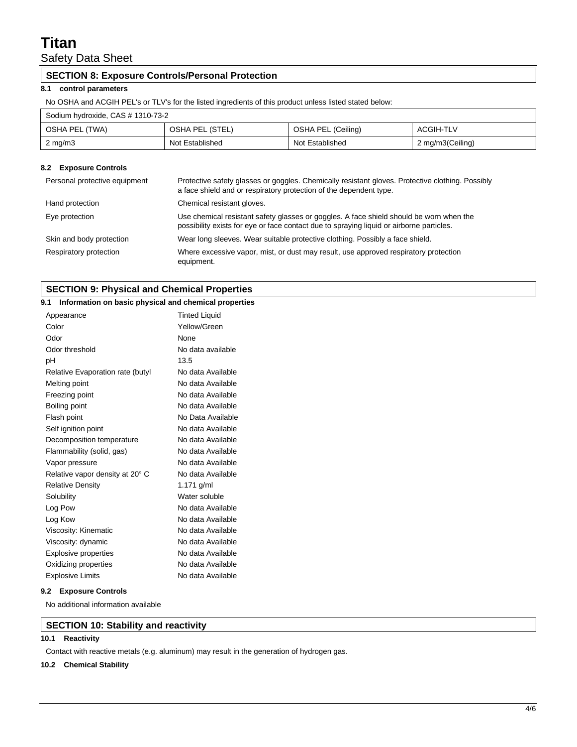## SECTION 8: Exposure Controls/Personal Protection

### 8.1 control parameters

No OSHA and ACGIH PEL's or TLV's for the listed ingredients of this product unless listed stated below:

| Sodium hydroxide, CAS # 1310-73-2 | | | |
|---|---|---|---|
| OSHA PEL (TWA) | OSHA PEL (STEL) | OSHA PEL (Ceiling) | ACGIH-TLV |
| 2 mg/m3 | Not Established | Not Established | 2 mg/m3(Ceiling) |

### 8.2 Exposure Controls

| | |
|---|---|
| Personal protective equipment | Protective safety glasses or goggles. Chemically resistant gloves. Protective clothing. Possibly a face shield and or respiratory protection of the dependent type. |
| Hand protection | Chemical resistant gloves. |
| Eye protection | Use chemical resistant safety glasses or goggles. A face shield should be worn when the possibility exists for eye or face contact due to spraying liquid or airborne particles. |
| Skin and body protection | Wear long sleeves. Wear suitable protective clothing. Possibly a face shield. |
| Respiratory protection | Where excessive vapor, mist, or dust may result, use approved respiratory protection equipment. |

## SECTION 9: Physical and Chemical Properties

### 9.1 Information on basic physical and chemical properties

| | |
|---|---|
| Appearance | Tinted Liquid |
| Color | Yellow/Green |
| Odor | None |
| Odor threshold | No data available |
| pH | 13.5 |
| Relative Evaporation rate (butyl | No data Available |
| Melting point | No data Available |
| Freezing point | No data Available |
| Boiling point | No data Available |
| Flash point | No Data Available |
| Self ignition point | No data Available |
| Decomposition temperature | No data Available |
| Flammability (solid, gas) | No data Available |
| Vapor pressure | No data Available |
| Relative vapor density at 20° C | No data Available |
| Relative Density | 1.171 g/ml |
| Solubility | Water soluble |
| Log Pow | No data Available |
| Log Kow | No data Available |
| Viscosity: Kinematic | No data Available |
| Viscosity: dynamic | No data Available |
| Explosive properties | No data Available |
| Oxidizing properties | No data Available |
| Explosive Limits | No data Available |

### 9.2 Exposure Controls

No additional information available

## SECTION 10: Stability and reactivity

### 10.1 Reactivity

Contact with reactive metals (e.g. aluminum) may result in the generation of hydrogen gas.

### 10.2 Chemical Stability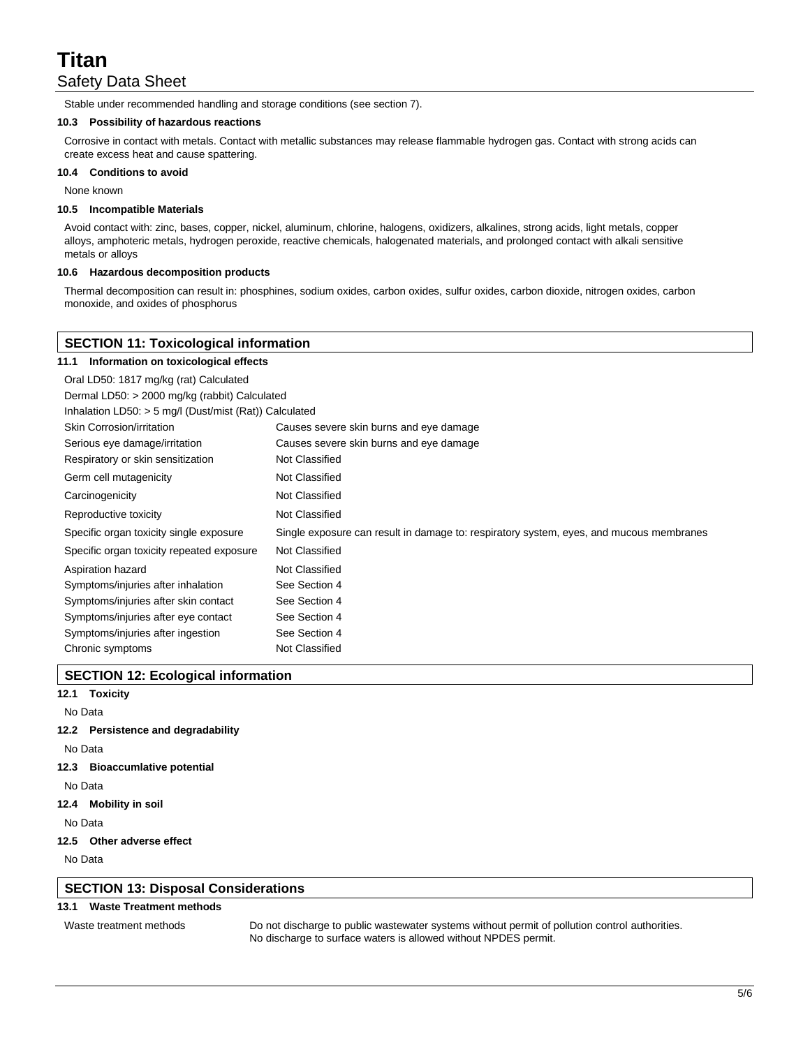Stable under recommended handling and storage conditions (see section 7).

#### 10.3 Possibility of hazardous reactions

Corrosive in contact with metals. Contact with metallic substances may release flammable hydrogen gas. Contact with strong acids can create excess heat and cause spattering.

#### 10.4 Conditions to avoid

None known

#### 10.5 Incompatible Materials

Avoid contact with: zinc, bases, copper, nickel, aluminum, chlorine, halogens, oxidizers, alkalines, strong acids, light metals, copper alloys, amphoteric metals, hydrogen peroxide, reactive chemicals, halogenated materials, and prolonged contact with alkali sensitive metals or alloys

#### 10.6 Hazardous decomposition products

Thermal decomposition can result in: phosphines, sodium oxides, carbon oxides, sulfur oxides, carbon dioxide, nitrogen oxides, carbon monoxide, and oxides of phosphorus

## SECTION 11: Toxicological information

#### 11.1 Information on toxicological effects

Oral LD50: 1817 mg/kg (rat) Calculated
Dermal LD50: > 2000 mg/kg (rabbit) Calculated
Inhalation LD50: > 5 mg/l (Dust/mist (Rat)) Calculated

| | |
|---|---|
| Skin Corrosion/irritation | Causes severe skin burns and eye damage |
| Serious eye damage/irritation | Causes severe skin burns and eye damage |
| Respiratory or skin sensitization | Not Classified |
| Germ cell mutagenicity | Not Classified |
| Carcinogenicity | Not Classified |
| Reproductive toxicity | Not Classified |
| Specific organ toxicity single exposure | Single exposure can result in damage to: respiratory system, eyes, and mucous membranes |
| Specific organ toxicity repeated exposure | Not Classified |
| Aspiration hazard | Not Classified |
| Symptoms/injuries after inhalation | See Section 4 |
| Symptoms/injuries after skin contact | See Section 4 |
| Symptoms/injuries after eye contact | See Section 4 |
| Symptoms/injuries after ingestion | See Section 4 |
| Chronic symptoms | Not Classified |

## SECTION 12: Ecological information

#### 12.1 Toxicity

No Data

#### 12.2 Persistence and degradability

No Data

#### 12.3 Bioaccumlative potential

No Data

#### 12.4 Mobility in soil

No Data

#### 12.5 Other adverse effect

No Data

## SECTION 13: Disposal Considerations

#### 13.1 Waste Treatment methods

| | |
|---|---|
| Waste treatment methods | Do not discharge to public wastewater systems without permit of pollution control authorities. No discharge to surface waters is allowed without NPDES permit. |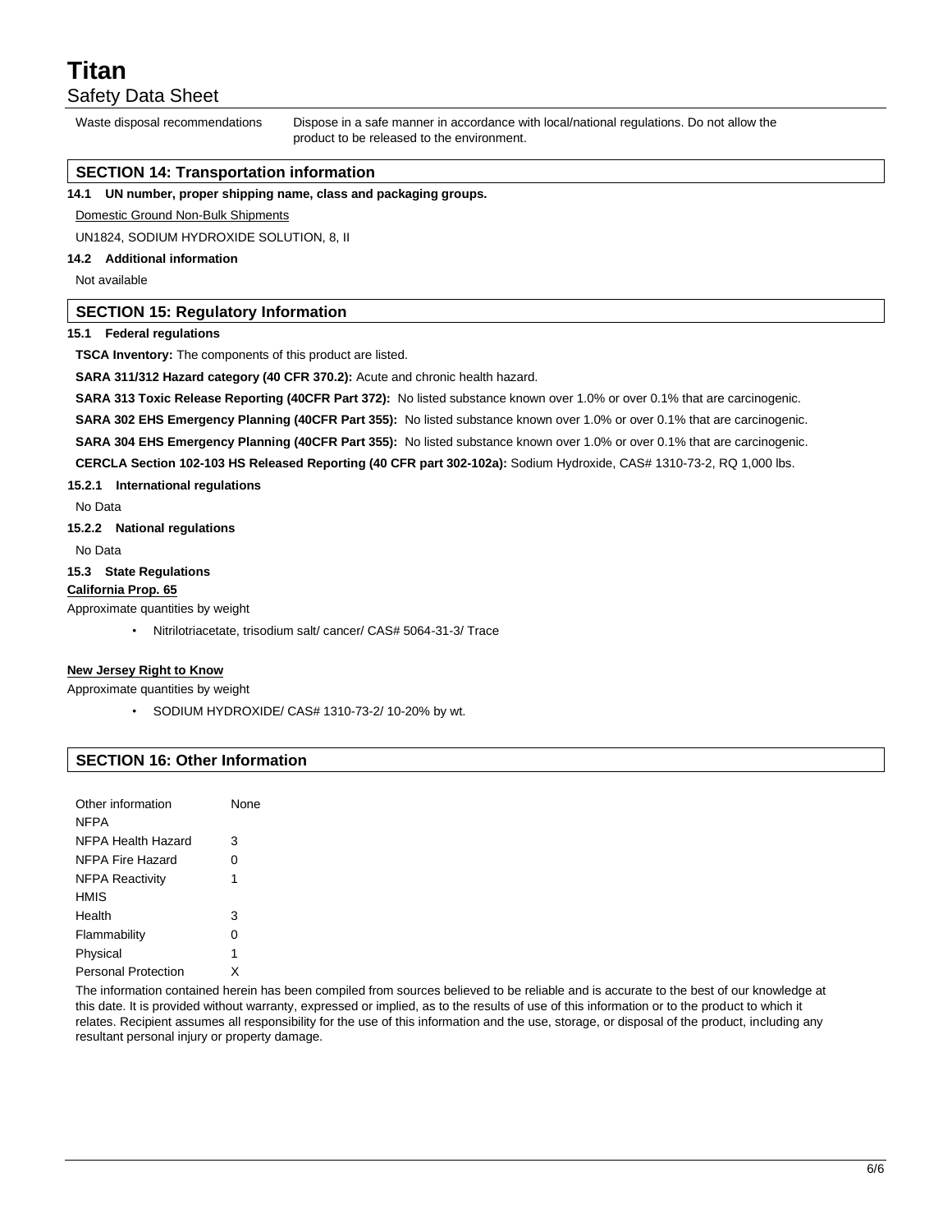| | |
|---|---|
| Waste disposal recommendations | Dispose in a safe manner in accordance with local/national regulations. Do not allow the product to be released to the environment. |

## SECTION 14: Transportation information

**14.1 UN number, proper shipping name, class and packaging groups.**

Domestic Ground Non-Bulk Shipments

UN1824, SODIUM HYDROXIDE SOLUTION, 8, II

**14.2 Additional information**

Not available

## SECTION 15: Regulatory Information

**15.1 Federal regulations**

**TSCA Inventory:** The components of this product are listed.

**SARA 311/312 Hazard category (40 CFR 370.2):** Acute and chronic health hazard.

**SARA 313 Toxic Release Reporting (40CFR Part 372):** No listed substance known over 1.0% or over 0.1% that are carcinogenic.

**SARA 302 EHS Emergency Planning (40CFR Part 355):** No listed substance known over 1.0% or over 0.1% that are carcinogenic.

**SARA 304 EHS Emergency Planning (40CFR Part 355):** No listed substance known over 1.0% or over 0.1% that are carcinogenic.

**CERCLA Section 102-103 HS Released Reporting (40 CFR part 302-102a):** Sodium Hydroxide, CAS# 1310-73-2, RQ 1,000 lbs.

**15.2.1 International regulations**

No Data

**15.2.2 National regulations**

No Data

**15.3 State Regulations**

**California Prop. 65**

Approximate quantities by weight

- Nitrilotriacetate, trisodium salt/ cancer/ CAS# 5064-31-3/ Trace

**New Jersey Right to Know**

Approximate quantities by weight

- SODIUM HYDROXIDE/ CAS# 1310-73-2/ 10-20% by wt.

## SECTION 16: Other Information

| | |
|---|---|
| Other information | None |
| NFPA | |
| NFPA Health Hazard | 3 |
| NFPA Fire Hazard | 0 |
| NFPA Reactivity | 1 |
| HMIS | |
| Health | 3 |
| Flammability | 0 |
| Physical | 1 |
| Personal Protection | X |

The information contained herein has been compiled from sources believed to be reliable and is accurate to the best of our knowledge at this date. It is provided without warranty, expressed or implied, as to the results of use of this information or to the product to which it relates. Recipient assumes all responsibility for the use of this information and the use, storage, or disposal of the product, including any resultant personal injury or property damage.